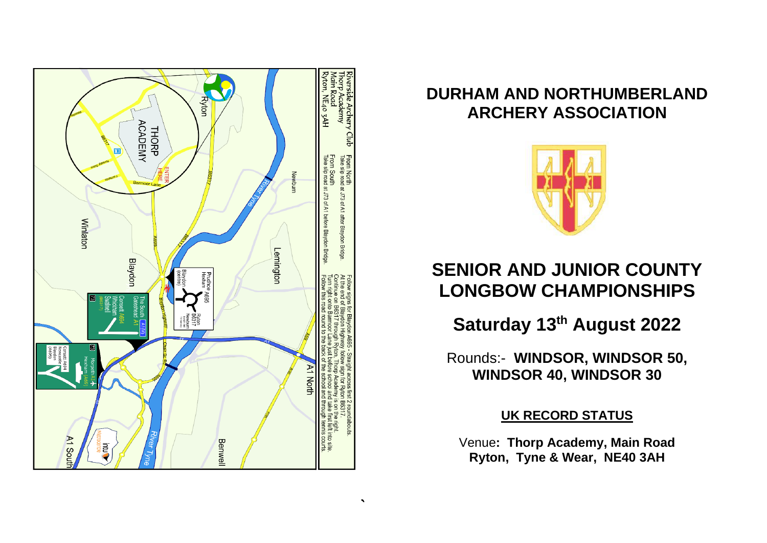Riverside Archery Club
Thorp Academy
Main Road
Ryton, NE40 3AH

From North
Take slip road at J73 of A1 after Blaydon Bridge.

From South
Take slip road at J73 of A1 before Blaydon Bridge.

Follow signs for Blaydon A695 - Straight across first 2 roundabouts.
At the end of Blaydon Highway follow sign for Ryton B6317.
Continue on B6317 through Ryton. Thorp Academy is on the right.
Turn right onto Barmoor Lane just before school and take first left into site.
Follow this road round to the back of the school and through tennis courts.

# DURHAM AND NORTHUMBERLAND ARCHERY ASSOCIATION

# SENIOR AND JUNIOR COUNTY LONGBOW CHAMPIONSHIPS

## Saturday 13th August 2022

Rounds:- **WINDSOR, WINDSOR 50, WINDSOR 40, WINDSOR 30**

**UK RECORD STATUS**

Venue**: Thorp Academy, Main Road Ryton, Tyne & Wear, NE40 3AH**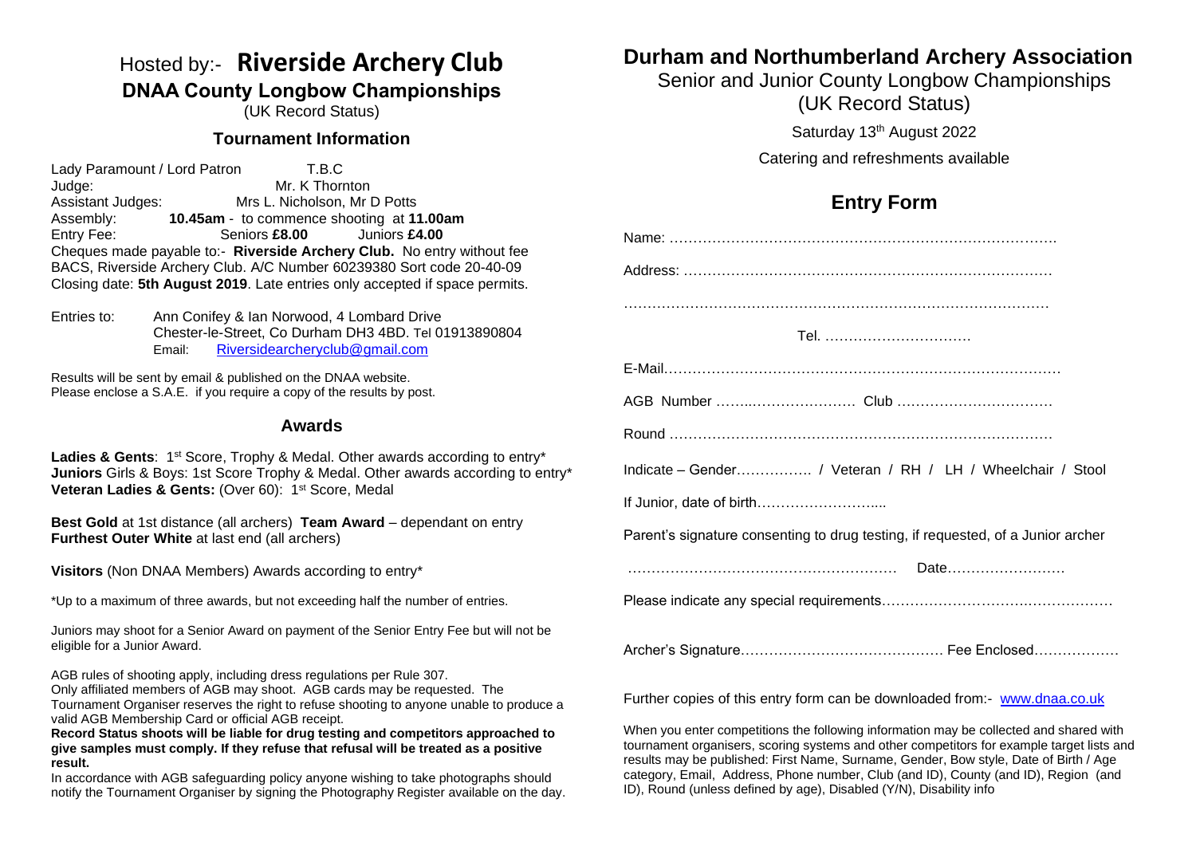# Hosted by:- **Riverside Archery Club**

## DNAA County Longbow Championships

(UK Record Status)

### Tournament Information

Lady Paramount / Lord Patron T.B.C
Judge: Mr. K Thornton
Assistant Judges: Mrs L. Nicholson, Mr D Potts
Assembly: **10.45am** - to commence shooting at **11.00am**
Entry Fee: Seniors **£8.00** Juniors **£4.00**
Cheques made payable to:- **Riverside Archery Club.** No entry without fee
BACS, Riverside Archery Club. A/C Number 60239380 Sort code 20-40-09
Closing date: **5th August 2019**. Late entries only accepted if space permits.

Entries to: Ann Conifey & Ian Norwood, 4 Lombard Drive
Chester-le-Street, Co Durham DH3 4BD. Tel 01913890804
Email: Riversidearcheryclub@gmail.com

Results will be sent by email & published on the DNAA website.
Please enclose a S.A.E. if you require a copy of the results by post.

### Awards

**Ladies & Gents**: 1st Score, Trophy & Medal. Other awards according to entry*
**Juniors** Girls & Boys: 1st Score Trophy & Medal. Other awards according to entry*
**Veteran Ladies & Gents:** (Over 60): 1st Score, Medal

**Best Gold** at 1st distance (all archers) **Team Award** – dependant on entry
**Furthest Outer White** at last end (all archers)

**Visitors** (Non DNAA Members) Awards according to entry*

*Up to a maximum of three awards, but not exceeding half the number of entries.

Juniors may shoot for a Senior Award on payment of the Senior Entry Fee but will not be eligible for a Junior Award.

AGB rules of shooting apply, including dress regulations per Rule 307.
Only affiliated members of AGB may shoot. AGB cards may be requested. The Tournament Organiser reserves the right to refuse shooting to anyone unable to produce a valid AGB Membership Card or official AGB receipt.
**Record Status shoots will be liable for drug testing and competitors approached to give samples must comply. If they refuse that refusal will be treated as a positive result.**
In accordance with AGB safeguarding policy anyone wishing to take photographs should notify the Tournament Organiser by signing the Photography Register available on the day.

# Durham and Northumberland Archery Association

Senior and Junior County Longbow Championships
(UK Record Status)

Saturday 13th August 2022

Catering and refreshments available

## Entry Form

Name: ……………………………………………………………………….

Address: ……………………………………………………………………

………………………………………………………………………………

Tel. ………………………….

E-Mail…………………………………………………………………………

AGB Number ……..………………… Club ……………………………

Round ………………………………………………………………………

Indicate – Gender……………. / Veteran / RH / LH / Wheelchair / Stool

If Junior, date of birth……………………....

Parent's signature consenting to drug testing, if requested, of a Junior archer

………………………………………………… Date……………………

Please indicate any special requirements…………………………………………

Archer's Signature…………………………………… Fee Enclosed………………

Further copies of this entry form can be downloaded from:- www.dnaa.co.uk

When you enter competitions the following information may be collected and shared with tournament organisers, scoring systems and other competitors for example target lists and results may be published: First Name, Surname, Gender, Bow style, Date of Birth / Age category, Email, Address, Phone number, Club (and ID), County (and ID), Region (and ID), Round (unless defined by age), Disabled (Y/N), Disability info